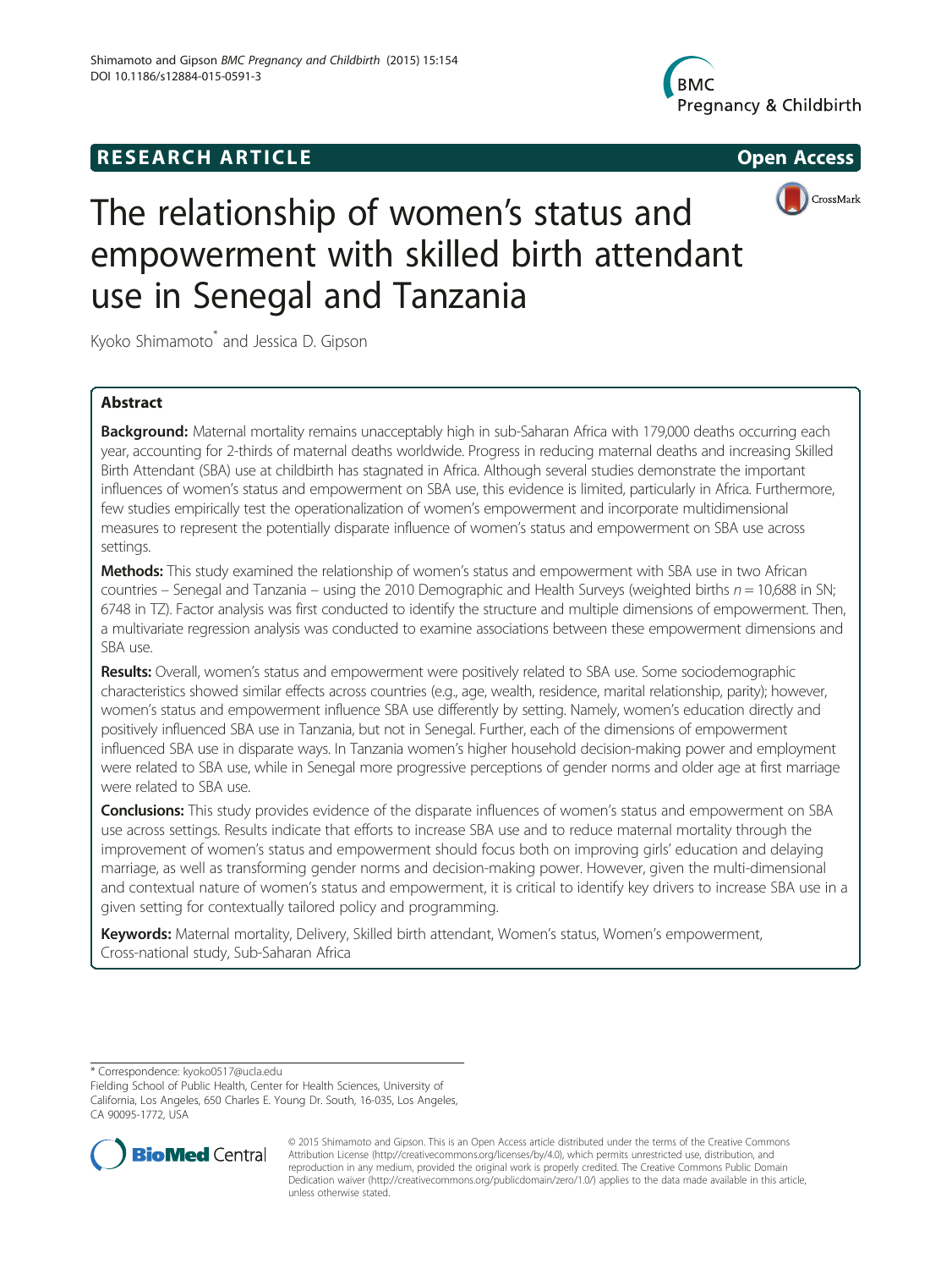RESEARCH ARTICLE

Open Access

# The relationship of women's status and empowerment with skilled birth attendant use in Senegal and Tanzania

Kyoko Shimamoto* and Jessica D. Gipson

## Abstract

**Background:** Maternal mortality remains unacceptably high in sub-Saharan Africa with 179,000 deaths occurring each year, accounting for 2-thirds of maternal deaths worldwide. Progress in reducing maternal deaths and increasing Skilled Birth Attendant (SBA) use at childbirth has stagnated in Africa. Although several studies demonstrate the important influences of women's status and empowerment on SBA use, this evidence is limited, particularly in Africa. Furthermore, few studies empirically test the operationalization of women's empowerment and incorporate multidimensional measures to represent the potentially disparate influence of women's status and empowerment on SBA use across settings.

**Methods:** This study examined the relationship of women's status and empowerment with SBA use in two African countries – Senegal and Tanzania – using the 2010 Demographic and Health Surveys (weighted births $n = 10,688$ in SN; 6748 in TZ). Factor analysis was first conducted to identify the structure and multiple dimensions of empowerment. Then, a multivariate regression analysis was conducted to examine associations between these empowerment dimensions and SBA use.

**Results:** Overall, women's status and empowerment were positively related to SBA use. Some sociodemographic characteristics showed similar effects across countries (e.g., age, wealth, residence, marital relationship, parity); however, women's status and empowerment influence SBA use differently by setting. Namely, women's education directly and positively influenced SBA use in Tanzania, but not in Senegal. Further, each of the dimensions of empowerment influenced SBA use in disparate ways. In Tanzania women's higher household decision-making power and employment were related to SBA use, while in Senegal more progressive perceptions of gender norms and older age at first marriage were related to SBA use.

**Conclusions:** This study provides evidence of the disparate influences of women's status and empowerment on SBA use across settings. Results indicate that efforts to increase SBA use and to reduce maternal mortality through the improvement of women's status and empowerment should focus both on improving girls' education and delaying marriage, as well as transforming gender norms and decision-making power. However, given the multi-dimensional and contextual nature of women's status and empowerment, it is critical to identify key drivers to increase SBA use in a given setting for contextually tailored policy and programming.

**Keywords:** Maternal mortality, Delivery, Skilled birth attendant, Women's status, Women's empowerment, Cross-national study, Sub-Saharan Africa

---

* Correspondence: kyoko0517@ucla.edu
Fielding School of Public Health, Center for Health Sciences, University of California, Los Angeles, 650 Charles E. Young Dr. South, 16-035, Los Angeles, CA 90095-1772, USA

© 2015 Shimamoto and Gipson. This is an Open Access article distributed under the terms of the Creative Commons Attribution License (http://creativecommons.org/licenses/by/4.0), which permits unrestricted use, distribution, and reproduction in any medium, provided the original work is properly credited. The Creative Commons Public Domain Dedication waiver (http://creativecommons.org/publicdomain/zero/1.0/) applies to the data made available in this article, unless otherwise stated.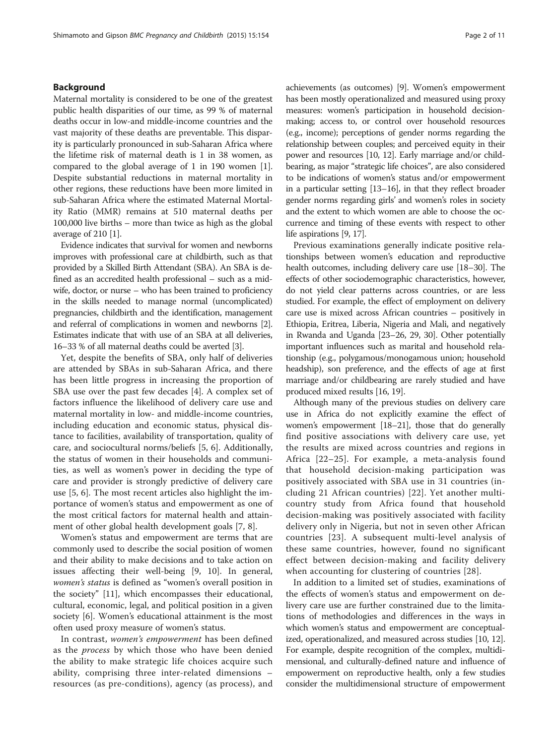## Background

Maternal mortality is considered to be one of the greatest public health disparities of our time, as 99 % of maternal deaths occur in low-and middle-income countries and the vast majority of these deaths are preventable. This disparity is particularly pronounced in sub-Saharan Africa where the lifetime risk of maternal death is 1 in 38 women, as compared to the global average of 1 in 190 women [1]. Despite substantial reductions in maternal mortality in other regions, these reductions have been more limited in sub-Saharan Africa where the estimated Maternal Mortality Ratio (MMR) remains at 510 maternal deaths per 100,000 live births – more than twice as high as the global average of 210 [1].

Evidence indicates that survival for women and newborns improves with professional care at childbirth, such as that provided by a Skilled Birth Attendant (SBA). An SBA is defined as an accredited health professional – such as a midwife, doctor, or nurse – who has been trained to proficiency in the skills needed to manage normal (uncomplicated) pregnancies, childbirth and the identification, management and referral of complications in women and newborns [2]. Estimates indicate that with use of an SBA at all deliveries, 16–33 % of all maternal deaths could be averted [3].

Yet, despite the benefits of SBA, only half of deliveries are attended by SBAs in sub-Saharan Africa, and there has been little progress in increasing the proportion of SBA use over the past few decades [4]. A complex set of factors influence the likelihood of delivery care use and maternal mortality in low- and middle-income countries, including education and economic status, physical distance to facilities, availability of transportation, quality of care, and sociocultural norms/beliefs [5, 6]. Additionally, the status of women in their households and communities, as well as women's power in deciding the type of care and provider is strongly predictive of delivery care use [5, 6]. The most recent articles also highlight the importance of women's status and empowerment as one of the most critical factors for maternal health and attainment of other global health development goals [7, 8].

Women's status and empowerment are terms that are commonly used to describe the social position of women and their ability to make decisions and to take action on issues affecting their well-being [9, 10]. In general, *women's status* is defined as "women's overall position in the society" [11], which encompasses their educational, cultural, economic, legal, and political position in a given society [6]. Women's educational attainment is the most often used proxy measure of women's status.

In contrast, *women's empowerment* has been defined as the *process* by which those who have been denied the ability to make strategic life choices acquire such ability, comprising three inter-related dimensions – resources (as pre-conditions), agency (as process), and achievements (as outcomes) [9]. Women's empowerment has been mostly operationalized and measured using proxy measures: women's participation in household decision-making; access to, or control over household resources (e.g., income); perceptions of gender norms regarding the relationship between couples; and perceived equity in their power and resources [10, 12]. Early marriage and/or childbearing, as major "strategic life choices", are also considered to be indications of women's status and/or empowerment in a particular setting [13–16], in that they reflect broader gender norms regarding girls' and women's roles in society and the extent to which women are able to choose the occurrence and timing of these events with respect to other life aspirations [9, 17].

Previous examinations generally indicate positive relationships between women's education and reproductive health outcomes, including delivery care use [18–30]. The effects of other sociodemographic characteristics, however, do not yield clear patterns across countries, or are less studied. For example, the effect of employment on delivery care use is mixed across African countries – positively in Ethiopia, Eritrea, Liberia, Nigeria and Mali, and negatively in Rwanda and Uganda [23–26, 29, 30]. Other potentially important influences such as marital and household relationship (e.g., polygamous/monogamous union; household headship), son preference, and the effects of age at first marriage and/or childbearing are rarely studied and have produced mixed results [16, 19].

Although many of the previous studies on delivery care use in Africa do not explicitly examine the effect of women's empowerment [18–21], those that do generally find positive associations with delivery care use, yet the results are mixed across countries and regions in Africa [22–25]. For example, a meta-analysis found that household decision-making participation was positively associated with SBA use in 31 countries (including 21 African countries) [22]. Yet another multi-country study from Africa found that household decision-making was positively associated with facility delivery only in Nigeria, but not in seven other African countries [23]. A subsequent multi-level analysis of these same countries, however, found no significant effect between decision-making and facility delivery when accounting for clustering of countries [28].

In addition to a limited set of studies, examinations of the effects of women's status and empowerment on delivery care use are further constrained due to the limitations of methodologies and differences in the ways in which women's status and empowerment are conceptualized, operationalized, and measured across studies [10, 12]. For example, despite recognition of the complex, multidimensional, and culturally-defined nature and influence of empowerment on reproductive health, only a few studies consider the multidimensional structure of empowerment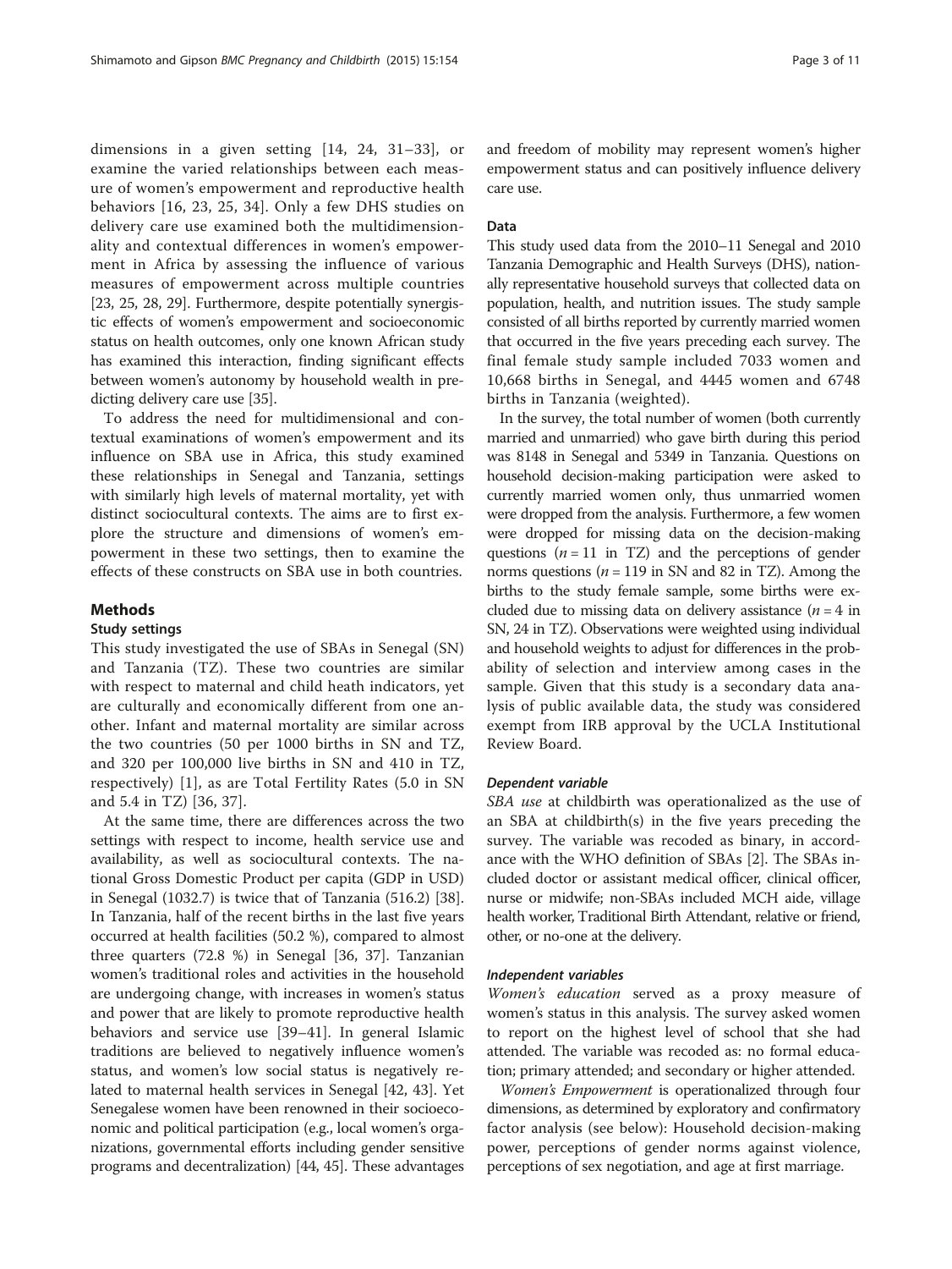dimensions in a given setting [14, 24, 31–33], or examine the varied relationships between each measure of women's empowerment and reproductive health behaviors [16, 23, 25, 34]. Only a few DHS studies on delivery care use examined both the multidimensionality and contextual differences in women's empowerment in Africa by assessing the influence of various measures of empowerment across multiple countries [23, 25, 28, 29]. Furthermore, despite potentially synergistic effects of women's empowerment and socioeconomic status on health outcomes, only one known African study has examined this interaction, finding significant effects between women's autonomy by household wealth in predicting delivery care use [35].

To address the need for multidimensional and contextual examinations of women's empowerment and its influence on SBA use in Africa, this study examined these relationships in Senegal and Tanzania, settings with similarly high levels of maternal mortality, yet with distinct sociocultural contexts. The aims are to first explore the structure and dimensions of women's empowerment in these two settings, then to examine the effects of these constructs on SBA use in both countries.

## Methods

### Study settings

This study investigated the use of SBAs in Senegal (SN) and Tanzania (TZ). These two countries are similar with respect to maternal and child heath indicators, yet are culturally and economically different from one another. Infant and maternal mortality are similar across the two countries (50 per 1000 births in SN and TZ, and 320 per 100,000 live births in SN and 410 in TZ, respectively) [1], as are Total Fertility Rates (5.0 in SN and 5.4 in TZ) [36, 37].

At the same time, there are differences across the two settings with respect to income, health service use and availability, as well as sociocultural contexts. The national Gross Domestic Product per capita (GDP in USD) in Senegal (1032.7) is twice that of Tanzania (516.2) [38]. In Tanzania, half of the recent births in the last five years occurred at health facilities (50.2 %), compared to almost three quarters (72.8 %) in Senegal [36, 37]. Tanzanian women's traditional roles and activities in the household are undergoing change, with increases in women's status and power that are likely to promote reproductive health behaviors and service use [39–41]. In general Islamic traditions are believed to negatively influence women's status, and women's low social status is negatively related to maternal health services in Senegal [42, 43]. Yet Senegalese women have been renowned in their socioeconomic and political participation (e.g., local women's organizations, governmental efforts including gender sensitive programs and decentralization) [44, 45]. These advantages and freedom of mobility may represent women's higher empowerment status and can positively influence delivery care use.

### Data

This study used data from the 2010–11 Senegal and 2010 Tanzania Demographic and Health Surveys (DHS), nationally representative household surveys that collected data on population, health, and nutrition issues. The study sample consisted of all births reported by currently married women that occurred in the five years preceding each survey. The final female study sample included 7033 women and 10,668 births in Senegal, and 4445 women and 6748 births in Tanzania (weighted).

In the survey, the total number of women (both currently married and unmarried) who gave birth during this period was 8148 in Senegal and 5349 in Tanzania. Questions on household decision-making participation were asked to currently married women only, thus unmarried women were dropped from the analysis. Furthermore, a few women were dropped for missing data on the decision-making questions ($n = 11$ in TZ) and the perceptions of gender norms questions ($n = 119$ in SN and 82 in TZ). Among the births to the study female sample, some births were excluded due to missing data on delivery assistance ($n = 4$ in SN, 24 in TZ). Observations were weighted using individual and household weights to adjust for differences in the probability of selection and interview among cases in the sample. Given that this study is a secondary data analysis of public available data, the study was considered exempt from IRB approval by the UCLA Institutional Review Board.

#### *Dependent variable*

*SBA use* at childbirth was operationalized as the use of an SBA at childbirth(s) in the five years preceding the survey. The variable was recoded as binary, in accordance with the WHO definition of SBAs [2]. The SBAs included doctor or assistant medical officer, clinical officer, nurse or midwife; non-SBAs included MCH aide, village health worker, Traditional Birth Attendant, relative or friend, other, or no-one at the delivery.

#### *Independent variables*

*Women's education* served as a proxy measure of women's status in this analysis. The survey asked women to report on the highest level of school that she had attended. The variable was recoded as: no formal education; primary attended; and secondary or higher attended.

*Women's Empowerment* is operationalized through four dimensions, as determined by exploratory and confirmatory factor analysis (see below): Household decision-making power, perceptions of gender norms against violence, perceptions of sex negotiation, and age at first marriage.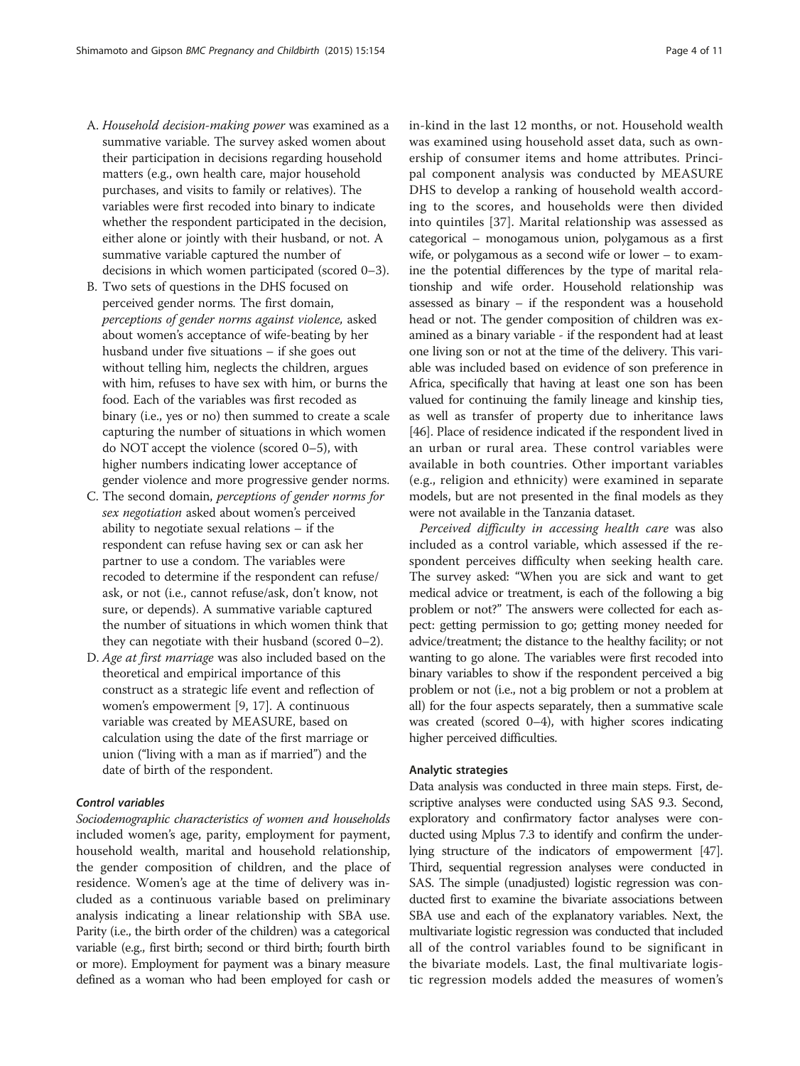A. *Household decision-making power* was examined as a summative variable. The survey asked women about their participation in decisions regarding household matters (e.g., own health care, major household purchases, and visits to family or relatives). The variables were first recoded into binary to indicate whether the respondent participated in the decision, either alone or jointly with their husband, or not. A summative variable captured the number of decisions in which women participated (scored 0–3).
B. Two sets of questions in the DHS focused on perceived gender norms. The first domain, *perceptions of gender norms against violence,* asked about women's acceptance of wife-beating by her husband under five situations – if she goes out without telling him, neglects the children, argues with him, refuses to have sex with him, or burns the food. Each of the variables was first recoded as binary (i.e., yes or no) then summed to create a scale capturing the number of situations in which women do NOT accept the violence (scored 0–5), with higher numbers indicating lower acceptance of gender violence and more progressive gender norms.
C. The second domain, *perceptions of gender norms for sex negotiation* asked about women's perceived ability to negotiate sexual relations – if the respondent can refuse having sex or can ask her partner to use a condom. The variables were recoded to determine if the respondent can refuse/ask, or not (i.e., cannot refuse/ask, don't know, not sure, or depends). A summative variable captured the number of situations in which women think that they can negotiate with their husband (scored 0–2).
D. *Age at first marriage* was also included based on the theoretical and empirical importance of this construct as a strategic life event and reflection of women's empowerment [9, 17]. A continuous variable was created by MEASURE, based on calculation using the date of the first marriage or union ("living with a man as if married") and the date of birth of the respondent.

#### *Control variables*

*Sociodemographic characteristics of women and households* included women's age, parity, employment for payment, household wealth, marital and household relationship, the gender composition of children, and the place of residence. Women's age at the time of delivery was included as a continuous variable based on preliminary analysis indicating a linear relationship with SBA use. Parity (i.e., the birth order of the children) was a categorical variable (e.g., first birth; second or third birth; fourth birth or more). Employment for payment was a binary measure defined as a woman who had been employed for cash or in-kind in the last 12 months, or not. Household wealth was examined using household asset data, such as ownership of consumer items and home attributes. Principal component analysis was conducted by MEASURE DHS to develop a ranking of household wealth according to the scores, and households were then divided into quintiles [37]. Marital relationship was assessed as categorical – monogamous union, polygamous as a first wife, or polygamous as a second wife or lower – to examine the potential differences by the type of marital relationship and wife order. Household relationship was assessed as binary – if the respondent was a household head or not. The gender composition of children was examined as a binary variable - if the respondent had at least one living son or not at the time of the delivery. This variable was included based on evidence of son preference in Africa, specifically that having at least one son has been valued for continuing the family lineage and kinship ties, as well as transfer of property due to inheritance laws [46]. Place of residence indicated if the respondent lived in an urban or rural area. These control variables were available in both countries. Other important variables (e.g., religion and ethnicity) were examined in separate models, but are not presented in the final models as they were not available in the Tanzania dataset.

*Perceived difficulty in accessing health care* was also included as a control variable, which assessed if the respondent perceives difficulty when seeking health care. The survey asked: "When you are sick and want to get medical advice or treatment, is each of the following a big problem or not?" The answers were collected for each aspect: getting permission to go; getting money needed for advice/treatment; the distance to the healthy facility; or not wanting to go alone. The variables were first recoded into binary variables to show if the respondent perceived a big problem or not (i.e., not a big problem or not a problem at all) for the four aspects separately, then a summative scale was created (scored 0–4), with higher scores indicating higher perceived difficulties.

### Analytic strategies

Data analysis was conducted in three main steps. First, descriptive analyses were conducted using SAS 9.3. Second, exploratory and confirmatory factor analyses were conducted using Mplus 7.3 to identify and confirm the underlying structure of the indicators of empowerment [47]. Third, sequential regression analyses were conducted in SAS. The simple (unadjusted) logistic regression was conducted first to examine the bivariate associations between SBA use and each of the explanatory variables. Next, the multivariate logistic regression was conducted that included all of the control variables found to be significant in the bivariate models. Last, the final multivariate logistic regression models added the measures of women's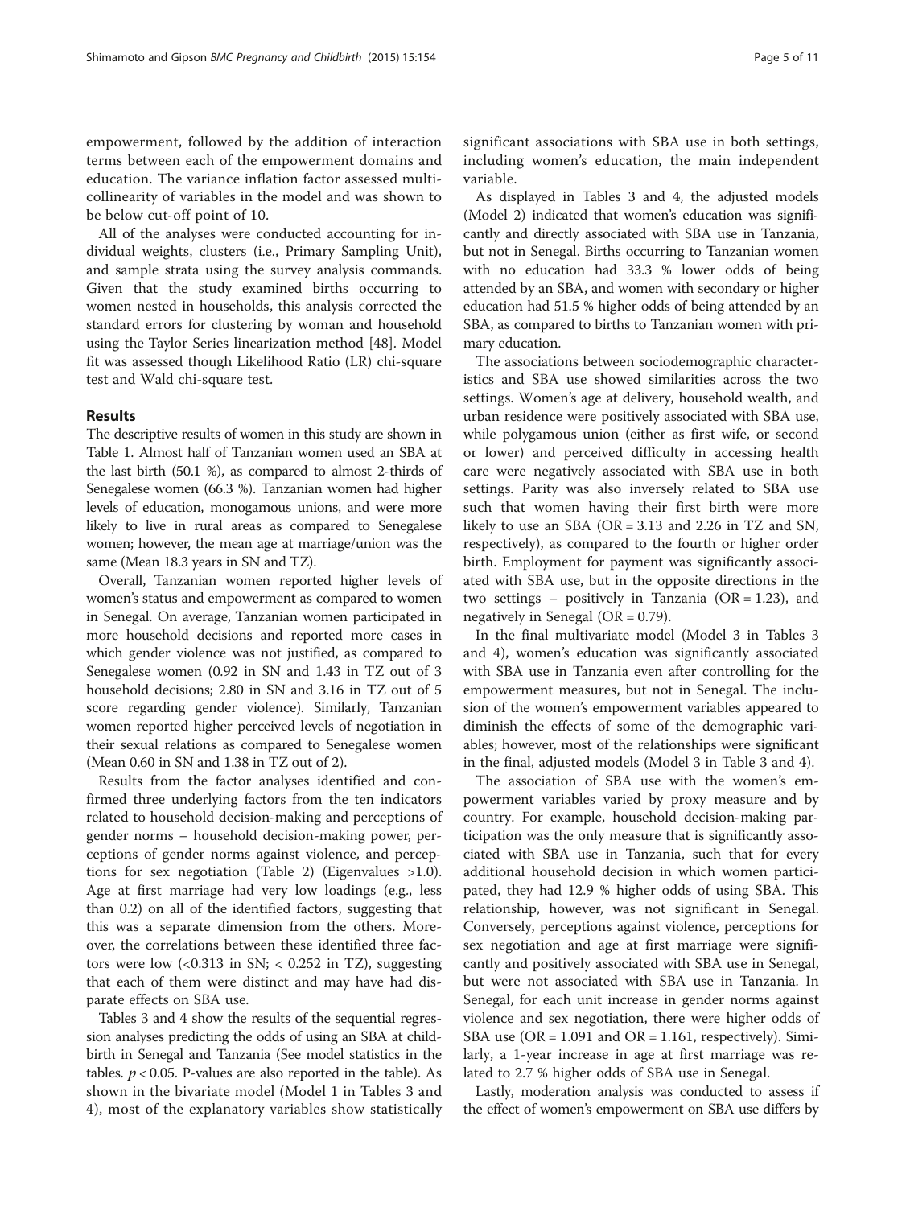empowerment, followed by the addition of interaction terms between each of the empowerment domains and education. The variance inflation factor assessed multicollinearity of variables in the model and was shown to be below cut-off point of 10.

All of the analyses were conducted accounting for individual weights, clusters (i.e., Primary Sampling Unit), and sample strata using the survey analysis commands. Given that the study examined births occurring to women nested in households, this analysis corrected the standard errors for clustering by woman and household using the Taylor Series linearization method [48]. Model fit was assessed though Likelihood Ratio (LR) chi-square test and Wald chi-square test.

## Results

The descriptive results of women in this study are shown in Table 1. Almost half of Tanzanian women used an SBA at the last birth (50.1 %), as compared to almost 2-thirds of Senegalese women (66.3 %). Tanzanian women had higher levels of education, monogamous unions, and were more likely to live in rural areas as compared to Senegalese women; however, the mean age at marriage/union was the same (Mean 18.3 years in SN and TZ).

Overall, Tanzanian women reported higher levels of women's status and empowerment as compared to women in Senegal. On average, Tanzanian women participated in more household decisions and reported more cases in which gender violence was not justified, as compared to Senegalese women (0.92 in SN and 1.43 in TZ out of 3 household decisions; 2.80 in SN and 3.16 in TZ out of 5 score regarding gender violence). Similarly, Tanzanian women reported higher perceived levels of negotiation in their sexual relations as compared to Senegalese women (Mean 0.60 in SN and 1.38 in TZ out of 2).

Results from the factor analyses identified and confirmed three underlying factors from the ten indicators related to household decision-making and perceptions of gender norms – household decision-making power, perceptions of gender norms against violence, and perceptions for sex negotiation (Table 2) (Eigenvalues >1.0). Age at first marriage had very low loadings (e.g., less than 0.2) on all of the identified factors, suggesting that this was a separate dimension from the others. Moreover, the correlations between these identified three factors were low (<0.313 in SN; < 0.252 in TZ), suggesting that each of them were distinct and may have had disparate effects on SBA use.

Tables 3 and 4 show the results of the sequential regression analyses predicting the odds of using an SBA at childbirth in Senegal and Tanzania (See model statistics in the tables. $p < 0.05$. P-values are also reported in the table). As shown in the bivariate model (Model 1 in Tables 3 and 4), most of the explanatory variables show statistically significant associations with SBA use in both settings, including women's education, the main independent variable.

As displayed in Tables 3 and 4, the adjusted models (Model 2) indicated that women's education was significantly and directly associated with SBA use in Tanzania, but not in Senegal. Births occurring to Tanzanian women with no education had 33.3 % lower odds of being attended by an SBA, and women with secondary or higher education had 51.5 % higher odds of being attended by an SBA, as compared to births to Tanzanian women with primary education.

The associations between sociodemographic characteristics and SBA use showed similarities across the two settings. Women's age at delivery, household wealth, and urban residence were positively associated with SBA use, while polygamous union (either as first wife, or second or lower) and perceived difficulty in accessing health care were negatively associated with SBA use in both settings. Parity was also inversely related to SBA use such that women having their first birth were more likely to use an SBA (OR = 3.13 and 2.26 in TZ and SN, respectively), as compared to the fourth or higher order birth. Employment for payment was significantly associated with SBA use, but in the opposite directions in the two settings – positively in Tanzania (OR = 1.23), and negatively in Senegal (OR = 0.79).

In the final multivariate model (Model 3 in Tables 3 and 4), women's education was significantly associated with SBA use in Tanzania even after controlling for the empowerment measures, but not in Senegal. The inclusion of the women's empowerment variables appeared to diminish the effects of some of the demographic variables; however, most of the relationships were significant in the final, adjusted models (Model 3 in Table 3 and 4).

The association of SBA use with the women's empowerment variables varied by proxy measure and by country. For example, household decision-making participation was the only measure that is significantly associated with SBA use in Tanzania, such that for every additional household decision in which women participated, they had 12.9 % higher odds of using SBA. This relationship, however, was not significant in Senegal. Conversely, perceptions against violence, perceptions for sex negotiation and age at first marriage were significantly and positively associated with SBA use in Senegal, but were not associated with SBA use in Tanzania. In Senegal, for each unit increase in gender norms against violence and sex negotiation, there were higher odds of SBA use (OR = 1.091 and OR = 1.161, respectively). Similarly, a 1-year increase in age at first marriage was related to 2.7 % higher odds of SBA use in Senegal.

Lastly, moderation analysis was conducted to assess if the effect of women's empowerment on SBA use differs by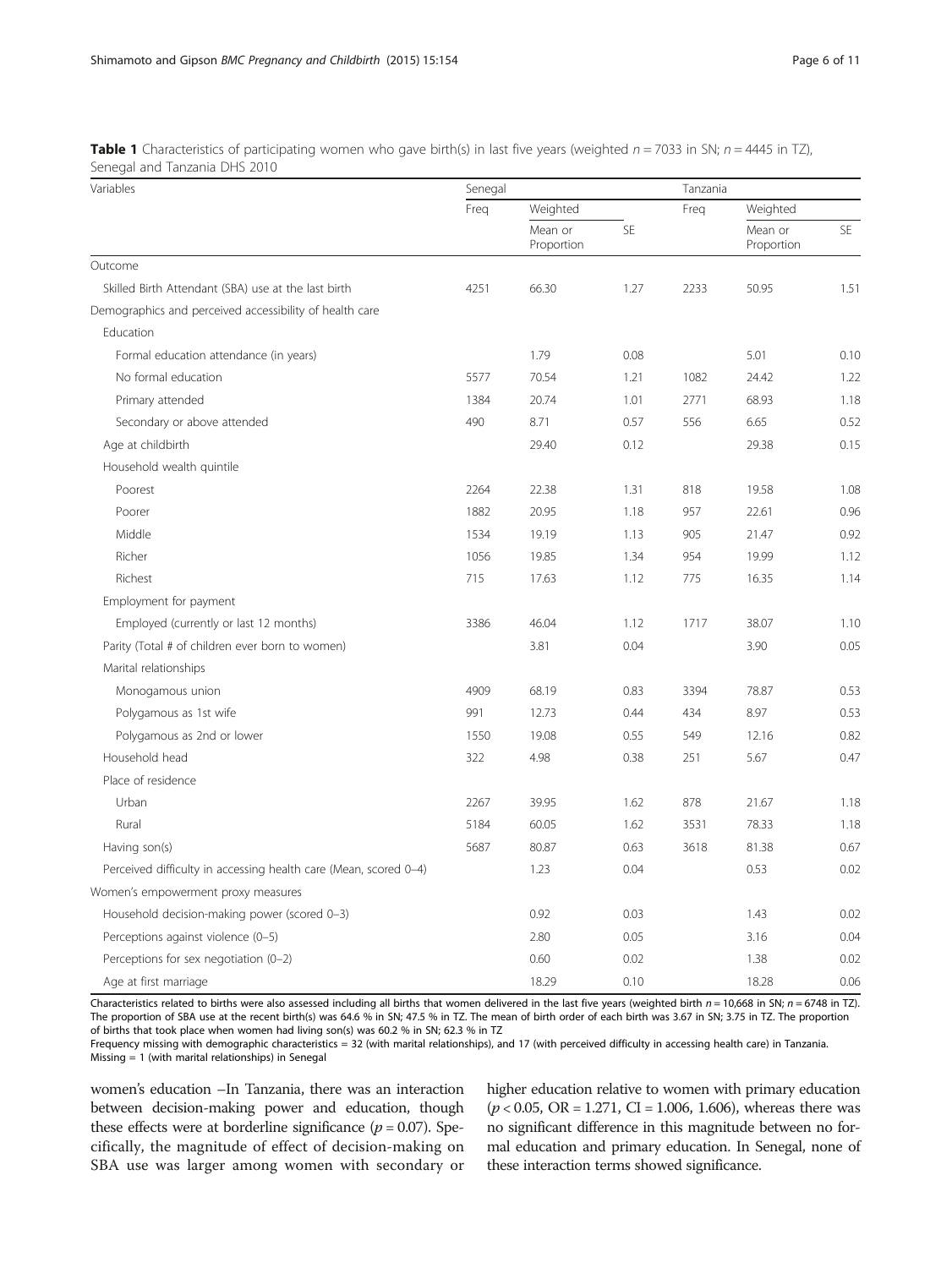**Table 1** Characteristics of participating women who gave birth(s) in last five years (weighted $n = 7033$ in SN; $n = 4445$ in TZ), Senegal and Tanzania DHS 2010

| Variables | Senegal | | | Tanzania | | |
|---|---|---|---|---|---|---|
| | Freq | Weighted | | Freq | Weighted | |
| | | Mean or Proportion | SE | | Mean or Proportion | SE |
| Outcome | | | | | | |
| Skilled Birth Attendant (SBA) use at the last birth | 4251 | 66.30 | 1.27 | 2233 | 50.95 | 1.51 |
| Demographics and perceived accessibility of health care | | | | | | |
| Education | | | | | | |
| Formal education attendance (in years) | | 1.79 | 0.08 | | 5.01 | 0.10 |
| No formal education | 5577 | 70.54 | 1.21 | 1082 | 24.42 | 1.22 |
| Primary attended | 1384 | 20.74 | 1.01 | 2771 | 68.93 | 1.18 |
| Secondary or above attended | 490 | 8.71 | 0.57 | 556 | 6.65 | 0.52 |
| Age at childbirth | | 29.40 | 0.12 | | 29.38 | 0.15 |
| Household wealth quintile | | | | | | |
| Poorest | 2264 | 22.38 | 1.31 | 818 | 19.58 | 1.08 |
| Poorer | 1882 | 20.95 | 1.18 | 957 | 22.61 | 0.96 |
| Middle | 1534 | 19.19 | 1.13 | 905 | 21.47 | 0.92 |
| Richer | 1056 | 19.85 | 1.34 | 954 | 19.99 | 1.12 |
| Richest | 715 | 17.63 | 1.12 | 775 | 16.35 | 1.14 |
| Employment for payment | | | | | | |
| Employed (currently or last 12 months) | 3386 | 46.04 | 1.12 | 1717 | 38.07 | 1.10 |
| Parity (Total # of children ever born to women) | | 3.81 | 0.04 | | 3.90 | 0.05 |
| Marital relationships | | | | | | |
| Monogamous union | 4909 | 68.19 | 0.83 | 3394 | 78.87 | 0.53 |
| Polygamous as 1st wife | 991 | 12.73 | 0.44 | 434 | 8.97 | 0.53 |
| Polygamous as 2nd or lower | 1550 | 19.08 | 0.55 | 549 | 12.16 | 0.82 |
| Household head | 322 | 4.98 | 0.38 | 251 | 5.67 | 0.47 |
| Place of residence | | | | | | |
| Urban | 2267 | 39.95 | 1.62 | 878 | 21.67 | 1.18 |
| Rural | 5184 | 60.05 | 1.62 | 3531 | 78.33 | 1.18 |
| Having son(s) | 5687 | 80.87 | 0.63 | 3618 | 81.38 | 0.67 |
| Perceived difficulty in accessing health care (Mean, scored 0–4) | | 1.23 | 0.04 | | 0.53 | 0.02 |
| Women's empowerment proxy measures | | | | | | |
| Household decision-making power (scored 0–3) | | 0.92 | 0.03 | | 1.43 | 0.02 |
| Perceptions against violence (0–5) | | 2.80 | 0.05 | | 3.16 | 0.04 |
| Perceptions for sex negotiation (0–2) | | 0.60 | 0.02 | | 1.38 | 0.02 |
| Age at first marriage | | 18.29 | 0.10 | | 18.28 | 0.06 |

Characteristics related to births were also assessed including all births that women delivered in the last five years (weighted birth $n = 10,668$ in SN; $n = 6748$ in TZ). The proportion of SBA use at the recent birth(s) was 64.6 % in SN; 47.5 % in TZ. The mean of birth order of each birth was 3.67 in SN; 3.75 in TZ. The proportion of births that took place when women had living son(s) was 60.2 % in SN; 62.3 % in TZ

Frequency missing with demographic characteristics = 32 (with marital relationships), and 17 (with perceived difficulty in accessing health care) in Tanzania. Missing = 1 (with marital relationships) in Senegal

women's education –In Tanzania, there was an interaction between decision-making power and education, though these effects were at borderline significance ($p = 0.07$). Specifically, the magnitude of effect of decision-making on SBA use was larger among women with secondary or higher education relative to women with primary education ($p < 0.05$, OR = 1.271, CI = 1.006, 1.606), whereas there was no significant difference in this magnitude between no formal education and primary education. In Senegal, none of these interaction terms showed significance.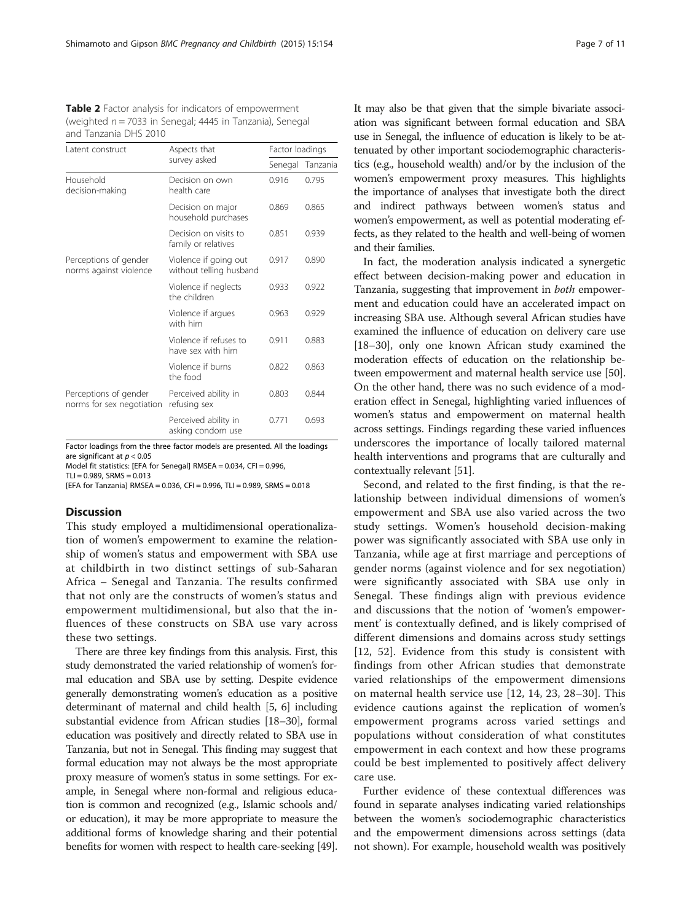**Table 2** Factor analysis for indicators of empowerment (weighted $n = 7033$ in Senegal; 4445 in Tanzania), Senegal and Tanzania DHS 2010

| Latent construct | Aspects that survey asked | Factor loadings | |
|---|---|---|---|
| | | Senegal | Tanzania |
| Household decision-making | Decision on own health care | 0.916 | 0.795 |
| | Decision on major household purchases | 0.869 | 0.865 |
| | Decision on visits to family or relatives | 0.851 | 0.939 |
| Perceptions of gender norms against violence | Violence if going out without telling husband | 0.917 | 0.890 |
| | Violence if neglects the children | 0.933 | 0.922 |
| | Violence if argues with him | 0.963 | 0.929 |
| | Violence if refuses to have sex with him | 0.911 | 0.883 |
| | Violence if burns the food | 0.822 | 0.863 |
| Perceptions of gender norms for sex negotiation | Perceived ability in refusing sex | 0.803 | 0.844 |
| | Perceived ability in asking condom use | 0.771 | 0.693 |

Factor loadings from the three factor models are presented. All the loadings are significant at $p < 0.05$

Model fit statistics: [EFA for Senegal] RMSEA = 0.034, CFI = 0.996, TLI = 0.989, SRMS = 0.013

[EFA for Tanzania] RMSEA = 0.036, CFI = 0.996, TLI = 0.989, SRMS = 0.018

## Discussion

This study employed a multidimensional operationalization of women's empowerment to examine the relationship of women's status and empowerment with SBA use at childbirth in two distinct settings of sub-Saharan Africa – Senegal and Tanzania. The results confirmed that not only are the constructs of women's status and empowerment multidimensional, but also that the influences of these constructs on SBA use vary across these two settings.

There are three key findings from this analysis. First, this study demonstrated the varied relationship of women's formal education and SBA use by setting. Despite evidence generally demonstrating women's education as a positive determinant of maternal and child health [5, 6] including substantial evidence from African studies [18–30], formal education was positively and directly related to SBA use in Tanzania, but not in Senegal. This finding may suggest that formal education may not always be the most appropriate proxy measure of women's status in some settings. For example, in Senegal where non-formal and religious education is common and recognized (e.g., Islamic schools and/or education), it may be more appropriate to measure the additional forms of knowledge sharing and their potential benefits for women with respect to health care-seeking [49]. It may also be that given that the simple bivariate association was significant between formal education and SBA use in Senegal, the influence of education is likely to be attenuated by other important sociodemographic characteristics (e.g., household wealth) and/or by the inclusion of the women's empowerment proxy measures. This highlights the importance of analyses that investigate both the direct and indirect pathways between women's status and women's empowerment, as well as potential moderating effects, as they related to the health and well-being of women and their families.

In fact, the moderation analysis indicated a synergetic effect between decision-making power and education in Tanzania, suggesting that improvement in *both* empowerment and education could have an accelerated impact on increasing SBA use. Although several African studies have examined the influence of education on delivery care use [18–30], only one known African study examined the moderation effects of education on the relationship between empowerment and maternal health service use [50]. On the other hand, there was no such evidence of a moderation effect in Senegal, highlighting varied influences of women's status and empowerment on maternal health across settings. Findings regarding these varied influences underscores the importance of locally tailored maternal health interventions and programs that are culturally and contextually relevant [51].

Second, and related to the first finding, is that the relationship between individual dimensions of women's empowerment and SBA use also varied across the two study settings. Women's household decision-making power was significantly associated with SBA use only in Tanzania, while age at first marriage and perceptions of gender norms (against violence and for sex negotiation) were significantly associated with SBA use only in Senegal. These findings align with previous evidence and discussions that the notion of 'women's empowerment' is contextually defined, and is likely comprised of different dimensions and domains across study settings [12, 52]. Evidence from this study is consistent with findings from other African studies that demonstrate varied relationships of the empowerment dimensions on maternal health service use [12, 14, 23, 28–30]. This evidence cautions against the replication of women's empowerment programs across varied settings and populations without consideration of what constitutes empowerment in each context and how these programs could be best implemented to positively affect delivery care use.

Further evidence of these contextual differences was found in separate analyses indicating varied relationships between the women's sociodemographic characteristics and the empowerment dimensions across settings (data not shown). For example, household wealth was positively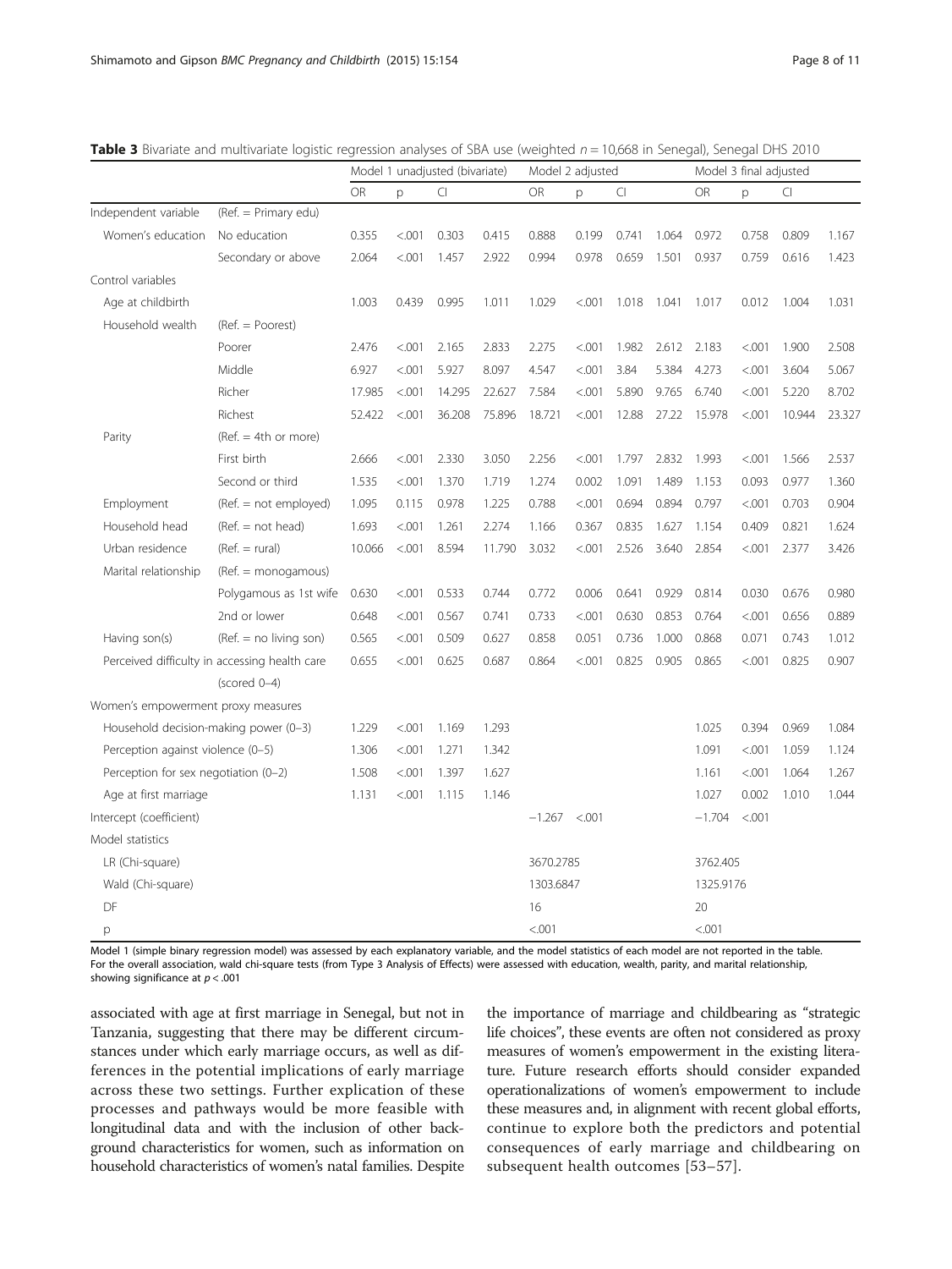**Table 3** Bivariate and multivariate logistic regression analyses of SBA use (weighted $n = 10{,}668$ in Senegal), Senegal DHS 2010

| | | Model 1 unadjusted (bivariate) | | | | Model 2 adjusted | | | | Model 3 final adjusted | | | |
|---|---|---|---|---|---|---|---|---|---|---|---|---|---|
| | | OR | p | CI | | OR | p | CI | | OR | p | CI | |
| Independent variable | (Ref. = Primary edu) | | | | | | | | | | | | |
| Women's education | No education | 0.355 | <.001 | 0.303 | 0.415 | 0.888 | 0.199 | 0.741 | 1.064 | 0.972 | 0.758 | 0.809 | 1.167 |
| | Secondary or above | 2.064 | <.001 | 1.457 | 2.922 | 0.994 | 0.978 | 0.659 | 1.501 | 0.937 | 0.759 | 0.616 | 1.423 |
| Control variables | | | | | | | | | | | | | |
| Age at childbirth | | 1.003 | 0.439 | 0.995 | 1.011 | 1.029 | <.001 | 1.018 | 1.041 | 1.017 | 0.012 | 1.004 | 1.031 |
| Household wealth | (Ref. = Poorest) | | | | | | | | | | | | |
| | Poorer | 2.476 | <.001 | 2.165 | 2.833 | 2.275 | <.001 | 1.982 | 2.612 | 2.183 | <.001 | 1.900 | 2.508 |
| | Middle | 6.927 | <.001 | 5.927 | 8.097 | 4.547 | <.001 | 3.84 | 5.384 | 4.273 | <.001 | 3.604 | 5.067 |
| | Richer | 17.985 | <.001 | 14.295 | 22.627 | 7.584 | <.001 | 5.890 | 9.765 | 6.740 | <.001 | 5.220 | 8.702 |
| | Richest | 52.422 | <.001 | 36.208 | 75.896 | 18.721 | <.001 | 12.88 | 27.22 | 15.978 | <.001 | 10.944 | 23.327 |
| Parity | (Ref. = 4th or more) | | | | | | | | | | | | |
| | First birth | 2.666 | <.001 | 2.330 | 3.050 | 2.256 | <.001 | 1.797 | 2.832 | 1.993 | <.001 | 1.566 | 2.537 |
| | Second or third | 1.535 | <.001 | 1.370 | 1.719 | 1.274 | 0.002 | 1.091 | 1.489 | 1.153 | 0.093 | 0.977 | 1.360 |
| Employment | (Ref. = not employed) | 1.095 | 0.115 | 0.978 | 1.225 | 0.788 | <.001 | 0.694 | 0.894 | 0.797 | <.001 | 0.703 | 0.904 |
| Household head | (Ref. = not head) | 1.693 | <.001 | 1.261 | 2.274 | 1.166 | 0.367 | 0.835 | 1.627 | 1.154 | 0.409 | 0.821 | 1.624 |
| Urban residence | (Ref. = rural) | 10.066 | <.001 | 8.594 | 11.790 | 3.032 | <.001 | 2.526 | 3.640 | 2.854 | <.001 | 2.377 | 3.426 |
| Marital relationship | (Ref. = monogamous) | | | | | | | | | | | | |
| | Polygamous as 1st wife | 0.630 | <.001 | 0.533 | 0.744 | 0.772 | 0.006 | 0.641 | 0.929 | 0.814 | 0.030 | 0.676 | 0.980 |
| | 2nd or lower | 0.648 | <.001 | 0.567 | 0.741 | 0.733 | <.001 | 0.630 | 0.853 | 0.764 | <.001 | 0.656 | 0.889 |
| Having son(s) | (Ref. = no living son) | 0.565 | <.001 | 0.509 | 0.627 | 0.858 | 0.051 | 0.736 | 1.000 | 0.868 | 0.071 | 0.743 | 1.012 |
| Perceived difficulty in accessing health care (scored 0–4) | | 0.655 | <.001 | 0.625 | 0.687 | 0.864 | <.001 | 0.825 | 0.905 | 0.865 | <.001 | 0.825 | 0.907 |
| Women's empowerment proxy measures | | | | | | | | | | | | | |
| Household decision-making power (0–3) | | 1.229 | <.001 | 1.169 | 1.293 | | | | | 1.025 | 0.394 | 0.969 | 1.084 |
| Perception against violence (0–5) | | 1.306 | <.001 | 1.271 | 1.342 | | | | | 1.091 | <.001 | 1.059 | 1.124 |
| Perception for sex negotiation (0–2) | | 1.508 | <.001 | 1.397 | 1.627 | | | | | 1.161 | <.001 | 1.064 | 1.267 |
| Age at first marriage | | 1.131 | <.001 | 1.115 | 1.146 | | | | | 1.027 | 0.002 | 1.010 | 1.044 |
| Intercept (coefficient) | | | | | | −1.267 | <.001 | | | −1.704 | <.001 | | |
| Model statistics | | | | | | | | | | | | | |
| LR (Chi-square) | | | | | | 3670.2785 | | | | 3762.405 | | | |
| Wald (Chi-square) | | | | | | 1303.6847 | | | | 1325.9176 | | | |
| DF | | | | | | 16 | | | | 20 | | | |
| p | | | | | | <.001 | | | | <.001 | | | |

Model 1 (simple binary regression model) was assessed by each explanatory variable, and the model statistics of each model are not reported in the table. For the overall association, wald chi-square tests (from Type 3 Analysis of Effects) were assessed with education, wealth, parity, and marital relationship, showing significance at $p < .001$

associated with age at first marriage in Senegal, but not in Tanzania, suggesting that there may be different circumstances under which early marriage occurs, as well as differences in the potential implications of early marriage across these two settings. Further explication of these processes and pathways would be more feasible with longitudinal data and with the inclusion of other background characteristics for women, such as information on household characteristics of women's natal families. Despite the importance of marriage and childbearing as "strategic life choices", these events are often not considered as proxy measures of women's empowerment in the existing literature. Future research efforts should consider expanded operationalizations of women's empowerment to include these measures and, in alignment with recent global efforts, continue to explore both the predictors and potential consequences of early marriage and childbearing on subsequent health outcomes [53–57].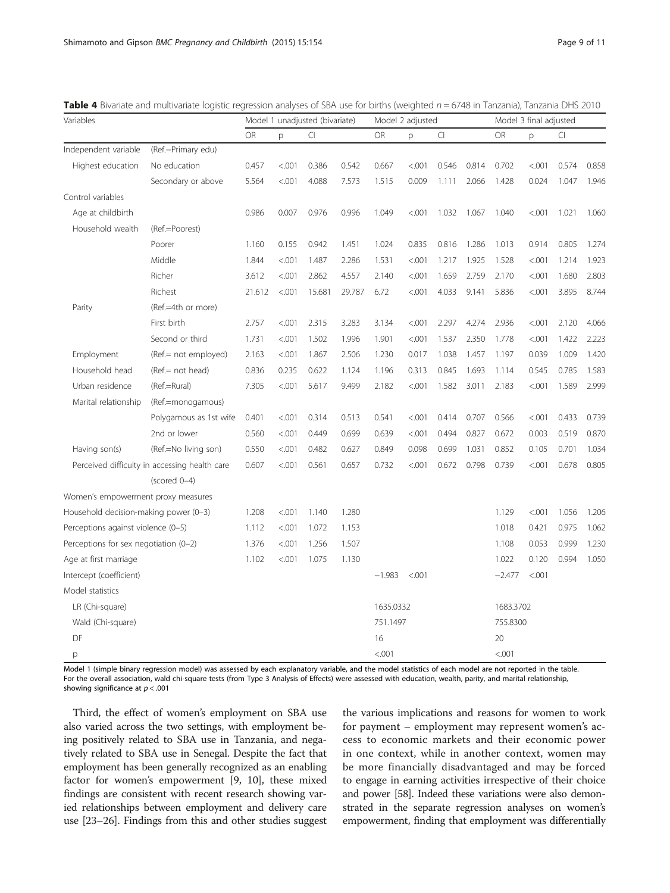**Table 4** Bivariate and multivariate logistic regression analyses of SBA use for births (weighted $n = 6748$ in Tanzania), Tanzania DHS 2010

| Variables | | Model 1 unadjusted (bivariate) | | | | Model 2 adjusted | | | | Model 3 final adjusted | | | |
|---|---|---|---|---|---|---|---|---|---|---|---|---|---|
| | | OR | p | CI | | OR | p | CI | | OR | p | CI | |
| Independent variable | (Ref.=Primary edu) | | | | | | | | | | | | |
| Highest education | No education | 0.457 | <.001 | 0.386 | 0.542 | 0.667 | <.001 | 0.546 | 0.814 | 0.702 | <.001 | 0.574 | 0.858 |
| | Secondary or above | 5.564 | <.001 | 4.088 | 7.573 | 1.515 | 0.009 | 1.111 | 2.066 | 1.428 | 0.024 | 1.047 | 1.946 |
| Control variables | | | | | | | | | | | | | |
| Age at childbirth | | 0.986 | 0.007 | 0.976 | 0.996 | 1.049 | <.001 | 1.032 | 1.067 | 1.040 | <.001 | 1.021 | 1.060 |
| Household wealth | (Ref.=Poorest) | | | | | | | | | | | | |
| | Poorer | 1.160 | 0.155 | 0.942 | 1.451 | 1.024 | 0.835 | 0.816 | 1.286 | 1.013 | 0.914 | 0.805 | 1.274 |
| | Middle | 1.844 | <.001 | 1.487 | 2.286 | 1.531 | <.001 | 1.217 | 1.925 | 1.528 | <.001 | 1.214 | 1.923 |
| | Richer | 3.612 | <.001 | 2.862 | 4.557 | 2.140 | <.001 | 1.659 | 2.759 | 2.170 | <.001 | 1.680 | 2.803 |
| | Richest | 21.612 | <.001 | 15.681 | 29.787 | 6.72 | <.001 | 4.033 | 9.141 | 5.836 | <.001 | 3.895 | 8.744 |
| Parity | (Ref.=4th or more) | | | | | | | | | | | | |
| | First birth | 2.757 | <.001 | 2.315 | 3.283 | 3.134 | <.001 | 2.297 | 4.274 | 2.936 | <.001 | 2.120 | 4.066 |
| | Second or third | 1.731 | <.001 | 1.502 | 1.996 | 1.901 | <.001 | 1.537 | 2.350 | 1.778 | <.001 | 1.422 | 2.223 |
| Employment | (Ref.= not employed) | 2.163 | <.001 | 1.867 | 2.506 | 1.230 | 0.017 | 1.038 | 1.457 | 1.197 | 0.039 | 1.009 | 1.420 |
| Household head | (Ref.= not head) | 0.836 | 0.235 | 0.622 | 1.124 | 1.196 | 0.313 | 0.845 | 1.693 | 1.114 | 0.545 | 0.785 | 1.583 |
| Urban residence | (Ref.=Rural) | 7.305 | <.001 | 5.617 | 9.499 | 2.182 | <.001 | 1.582 | 3.011 | 2.183 | <.001 | 1.589 | 2.999 |
| Marital relationship | (Ref.=monogamous) | | | | | | | | | | | | |
| | Polygamous as 1st wife | 0.401 | <.001 | 0.314 | 0.513 | 0.541 | <.001 | 0.414 | 0.707 | 0.566 | <.001 | 0.433 | 0.739 |
| | 2nd or lower | 0.560 | <.001 | 0.449 | 0.699 | 0.639 | <.001 | 0.494 | 0.827 | 0.672 | 0.003 | 0.519 | 0.870 |
| Having son(s) | (Ref.=No living son) | 0.550 | <.001 | 0.482 | 0.627 | 0.849 | 0.098 | 0.699 | 1.031 | 0.852 | 0.105 | 0.701 | 1.034 |
| Perceived difficulty in accessing health care (scored 0–4) | | 0.607 | <.001 | 0.561 | 0.657 | 0.732 | <.001 | 0.672 | 0.798 | 0.739 | <.001 | 0.678 | 0.805 |
| Women's empowerment proxy measures | | | | | | | | | | | | | |
| Household decision-making power (0–3) | | 1.208 | <.001 | 1.140 | 1.280 | | | | | 1.129 | <.001 | 1.056 | 1.206 |
| Perceptions against violence (0–5) | | 1.112 | <.001 | 1.072 | 1.153 | | | | | 1.018 | 0.421 | 0.975 | 1.062 |
| Perceptions for sex negotiation (0–2) | | 1.376 | <.001 | 1.256 | 1.507 | | | | | 1.108 | 0.053 | 0.999 | 1.230 |
| Age at first marriage | | 1.102 | <.001 | 1.075 | 1.130 | | | | | 1.022 | 0.120 | 0.994 | 1.050 |
| Intercept (coefficient) | | | | | | −1.983 | <.001 | | | −2.477 | <.001 | | |
| Model statistics | | | | | | | | | | | | | |
| LR (Chi-square) | | | | | | 1635.0332 | | | | 1683.3702 | | | |
| Wald (Chi-square) | | | | | | 751.1497 | | | | 755.8300 | | | |
| DF | | | | | | 16 | | | | 20 | | | |
| p | | | | | | <.001 | | | | <.001 | | | |

Model 1 (simple binary regression model) was assessed by each explanatory variable, and the model statistics of each model are not reported in the table. For the overall association, wald chi-square tests (from Type 3 Analysis of Effects) were assessed with education, wealth, parity, and marital relationship, showing significance at $p < .001$

Third, the effect of women's employment on SBA use also varied across the two settings, with employment being positively related to SBA use in Tanzania, and negatively related to SBA use in Senegal. Despite the fact that employment has been generally recognized as an enabling factor for women's empowerment [9, 10], these mixed findings are consistent with recent research showing varied relationships between employment and delivery care use [23–26]. Findings from this and other studies suggest the various implications and reasons for women to work for payment – employment may represent women's access to economic markets and their economic power in one context, while in another context, women may be more financially disadvantaged and may be forced to engage in earning activities irrespective of their choice and power [58]. Indeed these variations were also demonstrated in the separate regression analyses on women's empowerment, finding that employment was differentially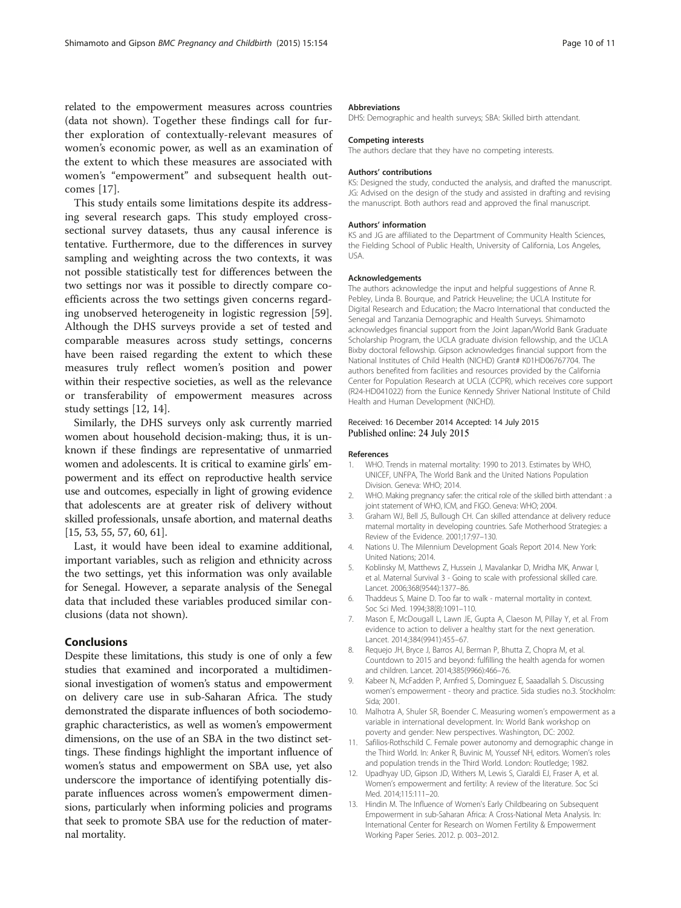related to the empowerment measures across countries (data not shown). Together these findings call for further exploration of contextually-relevant measures of women's economic power, as well as an examination of the extent to which these measures are associated with women's "empowerment" and subsequent health outcomes [17].

This study entails some limitations despite its addressing several research gaps. This study employed cross-sectional survey datasets, thus any causal inference is tentative. Furthermore, due to the differences in survey sampling and weighting across the two contexts, it was not possible statistically test for differences between the two settings nor was it possible to directly compare coefficients across the two settings given concerns regarding unobserved heterogeneity in logistic regression [59]. Although the DHS surveys provide a set of tested and comparable measures across study settings, concerns have been raised regarding the extent to which these measures truly reflect women's position and power within their respective societies, as well as the relevance or transferability of empowerment measures across study settings [12, 14].

Similarly, the DHS surveys only ask currently married women about household decision-making; thus, it is unknown if these findings are representative of unmarried women and adolescents. It is critical to examine girls' empowerment and its effect on reproductive health service use and outcomes, especially in light of growing evidence that adolescents are at greater risk of delivery without skilled professionals, unsafe abortion, and maternal deaths [15, 53, 55, 57, 60, 61].

Last, it would have been ideal to examine additional, important variables, such as religion and ethnicity across the two settings, yet this information was only available for Senegal. However, a separate analysis of the Senegal data that included these variables produced similar conclusions (data not shown).

## Conclusions

Despite these limitations, this study is one of only a few studies that examined and incorporated a multidimensional investigation of women's status and empowerment on delivery care use in sub-Saharan Africa. The study demonstrated the disparate influences of both sociodemographic characteristics, as well as women's empowerment dimensions, on the use of an SBA in the two distinct settings. These findings highlight the important influence of women's status and empowerment on SBA use, yet also underscore the importance of identifying potentially disparate influences across women's empowerment dimensions, particularly when informing policies and programs that seek to promote SBA use for the reduction of maternal mortality.

### Abbreviations

DHS: Demographic and health surveys; SBA: Skilled birth attendant.

### Competing interests

The authors declare that they have no competing interests.

### Authors' contributions

KS: Designed the study, conducted the analysis, and drafted the manuscript. JG: Advised on the design of the study and assisted in drafting and revising the manuscript. Both authors read and approved the final manuscript.

### Authors' information

KS and JG are affiliated to the Department of Community Health Sciences, the Fielding School of Public Health, University of California, Los Angeles, USA.

### Acknowledgements

The authors acknowledge the input and helpful suggestions of Anne R. Pebley, Linda B. Bourque, and Patrick Heuveline; the UCLA Institute for Digital Research and Education; the Macro International that conducted the Senegal and Tanzania Demographic and Health Surveys. Shimamoto acknowledges financial support from the Joint Japan/World Bank Graduate Scholarship Program, the UCLA graduate division fellowship, and the UCLA Bixby doctoral fellowship. Gipson acknowledges financial support from the National Institutes of Child Health (NICHD) Grant# K01HD06767704. The authors benefited from facilities and resources provided by the California Center for Population Research at UCLA (CCPR), which receives core support (R24-HD041022) from the Eunice Kennedy Shriver National Institute of Child Health and Human Development (NICHD).

Received: 16 December 2014 Accepted: 14 July 2015
Published online: 24 July 2015

### References

1. WHO. Trends in maternal mortality: 1990 to 2013. Estimates by WHO, UNICEF, UNFPA, The World Bank and the United Nations Population Division. Geneva: WHO; 2014.
2. WHO. Making pregnancy safer: the critical role of the skilled birth attendant : a joint statement of WHO, ICM, and FIGO. Geneva: WHO; 2004.
3. Graham WJ, Bell JS, Bullough CH. Can skilled attendance at delivery reduce maternal mortality in developing countries. Safe Motherhood Strategies: a Review of the Evidence. 2001;17:97–130.
4. Nations U. The Millennium Development Goals Report 2014. New York: United Nations; 2014.
5. Koblinsky M, Matthews Z, Hussein J, Mavalankar D, Mridha MK, Anwar I, et al. Maternal Survival 3 - Going to scale with professional skilled care. Lancet. 2006;368(9544):1377–86.
6. Thaddeus S, Maine D. Too far to walk - maternal mortality in context. Soc Sci Med. 1994;38(8):1091–110.
7. Mason E, McDougall L, Lawn JE, Gupta A, Claeson M, Pillay Y, et al. From evidence to action to deliver a healthy start for the next generation. Lancet. 2014;384(9941):455–67.
8. Requejo JH, Bryce J, Barros AJ, Berman P, Bhutta Z, Chopra M, et al. Countdown to 2015 and beyond: fulfilling the health agenda for women and children. Lancet. 2014;385(9966):466–76.
9. Kabeer N, McFadden P, Arnfred S, Dominguez E, Saaadallah S. Discussing women's empowerment - theory and practice. Sida studies no.3. Stockholm: Sida; 2001.
10. Malhotra A, Shuler SR, Boender C. Measuring women's empowerment as a variable in international development. In: World Bank workshop on poverty and gender: New perspectives. Washington, DC: 2002.
11. Safilios-Rothschild C. Female power autonomy and demographic change in the Third World. In: Anker R, Buvinic M, Youssef NH, editors. Women's roles and population trends in the Third World. London: Routledge; 1982.
12. Upadhyay UD, Gipson JD, Withers M, Lewis S, Ciaraldi EJ, Fraser A, et al. Women's empowerment and fertility: A review of the literature. Soc Sci Med. 2014;115:111–20.
13. Hindin M. The Influence of Women's Early Childbearing on Subsequent Empowerment in sub-Saharan Africa: A Cross-National Meta Analysis. In: International Center for Research on Women Fertility & Empowerment Working Paper Series. 2012. p. 003–2012.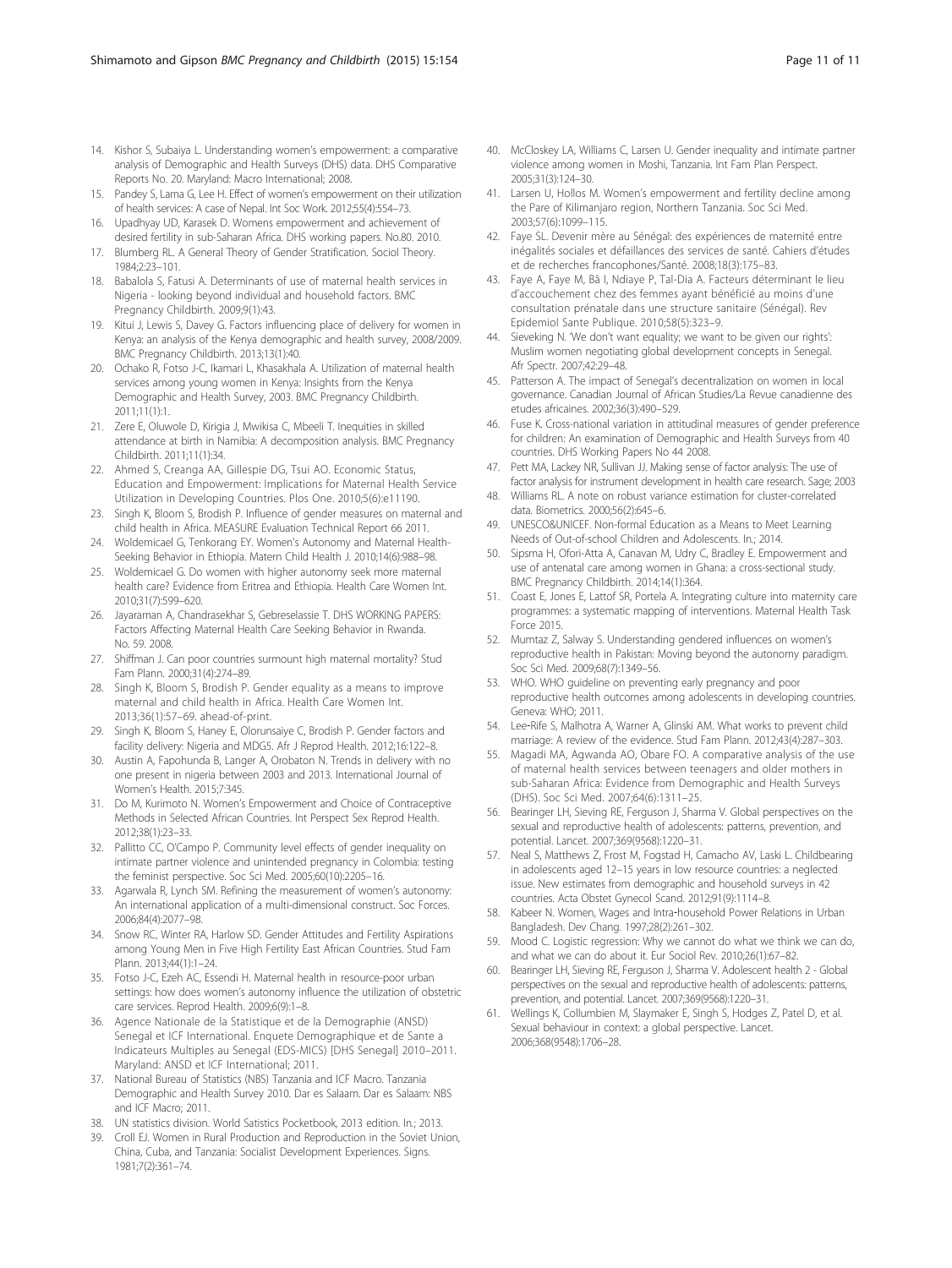14. Kishor S, Subaiya L. Understanding women's empowerment: a comparative analysis of Demographic and Health Surveys (DHS) data. DHS Comparative Reports No. 20. Maryland: Macro International; 2008.
15. Pandey S, Lama G, Lee H. Effect of women's empowerment on their utilization of health services: A case of Nepal. Int Soc Work. 2012;55(4):554–73.
16. Upadhyay UD, Karasek D. Womens empowerment and achievement of desired fertility in sub-Saharan Africa. DHS working papers. No.80. 2010.
17. Blumberg RL. A General Theory of Gender Stratification. Sociol Theory. 1984;2:23–101.
18. Babalola S, Fatusi A. Determinants of use of maternal health services in Nigeria - looking beyond individual and household factors. BMC Pregnancy Childbirth. 2009;9(1):43.
19. Kitui J, Lewis S, Davey G. Factors influencing place of delivery for women in Kenya: an analysis of the Kenya demographic and health survey, 2008/2009. BMC Pregnancy Childbirth. 2013;13(1):40.
20. Ochako R, Fotso J-C, Ikamari L, Khasakhala A. Utilization of maternal health services among young women in Kenya: Insights from the Kenya Demographic and Health Survey, 2003. BMC Pregnancy Childbirth. 2011;11(1):1.
21. Zere E, Oluwole D, Kirigia J, Mwikisa C, Mbeeli T. Inequities in skilled attendance at birth in Namibia: A decomposition analysis. BMC Pregnancy Childbirth. 2011;11(1):34.
22. Ahmed S, Creanga AA, Gillespie DG, Tsui AO. Economic Status, Education and Empowerment: Implications for Maternal Health Service Utilization in Developing Countries. Plos One. 2010;5(6):e11190.
23. Singh K, Bloom S, Brodish P. Influence of gender measures on maternal and child health in Africa. MEASURE Evaluation Technical Report 66 2011.
24. Woldemicael G, Tenkorang EY. Women's Autonomy and Maternal Health-Seeking Behavior in Ethiopia. Matern Child Health J. 2010;14(6):988–98.
25. Woldemicael G. Do women with higher autonomy seek more maternal health care? Evidence from Eritrea and Ethiopia. Health Care Women Int. 2010;31(7):599–620.
26. Jayaraman A, Chandrasekhar S, Gebreselassie T. DHS WORKING PAPERS: Factors Affecting Maternal Health Care Seeking Behavior in Rwanda. No. 59. 2008.
27. Shiffman J. Can poor countries surmount high maternal mortality? Stud Fam Plann. 2000;31(4):274–89.
28. Singh K, Bloom S, Brodish P. Gender equality as a means to improve maternal and child health in Africa. Health Care Women Int. 2013;36(1):57–69. ahead-of-print.
29. Singh K, Bloom S, Haney E, Olorunsaiye C, Brodish P. Gender factors and facility delivery: Nigeria and MDG5. Afr J Reprod Health. 2012;16:122–8.
30. Austin A, Fapohunda B, Langer A, Orobaton N. Trends in delivery with no one present in nigeria between 2003 and 2013. International Journal of Women's Health. 2015;7:345.
31. Do M, Kurimoto N. Women's Empowerment and Choice of Contraceptive Methods in Selected African Countries. Int Perspect Sex Reprod Health. 2012;38(1):23–33.
32. Pallitto CC, O'Campo P. Community level effects of gender inequality on intimate partner violence and unintended pregnancy in Colombia: testing the feminist perspective. Soc Sci Med. 2005;60(10):2205–16.
33. Agarwala R, Lynch SM. Refining the measurement of women's autonomy: An international application of a multi-dimensional construct. Soc Forces. 2006;84(4):2077–98.
34. Snow RC, Winter RA, Harlow SD. Gender Attitudes and Fertility Aspirations among Young Men in Five High Fertility East African Countries. Stud Fam Plann. 2013;44(1):1–24.
35. Fotso J-C, Ezeh AC, Essendi H. Maternal health in resource-poor urban settings: how does women's autonomy influence the utilization of obstetric care services. Reprod Health. 2009;6(9):1–8.
36. Agence Nationale de la Statistique et de la Demographie (ANSD) Senegal et ICF International. Enquete Demographique et de Sante a Indicateurs Multiples au Senegal (EDS-MICS) [DHS Senegal] 2010–2011. Maryland: ANSD et ICF International; 2011.
37. National Bureau of Statistics (NBS) Tanzania and ICF Macro. Tanzania Demographic and Health Survey 2010. Dar es Salaam. Dar es Salaam: NBS and ICF Macro; 2011.
38. UN statistics division. World Satistics Pocketbook, 2013 edition. In.; 2013.
39. Croll EJ. Women in Rural Production and Reproduction in the Soviet Union, China, Cuba, and Tanzania: Socialist Development Experiences. Signs. 1981;7(2):361–74.
40. McCloskey LA, Williams C, Larsen U. Gender inequality and intimate partner violence among women in Moshi, Tanzania. Int Fam Plan Perspect. 2005;31(3):124–30.
41. Larsen U, Hollos M. Women's empowerment and fertility decline among the Pare of Kilimanjaro region, Northern Tanzania. Soc Sci Med. 2003;57(6):1099–115.
42. Faye SL. Devenir mère au Sénégal: des expériences de maternité entre inégalités sociales et défaillances des services de santé. Cahiers d'études et de recherches francophones/Santé. 2008;18(3):175–83.
43. Faye A, Faye M, Bâ I, Ndiaye P, Tal-Dia A. Facteurs déterminant le lieu d'accouchement chez des femmes ayant bénéficié au moins d'une consultation prénatale dans une structure sanitaire (Sénégal). Rev Epidemiol Sante Publique. 2010;58(5):323–9.
44. Sieveking N. 'We don't want equality; we want to be given our rights': Muslim women negotiating global development concepts in Senegal. Afr Spectr. 2007;42:29–48.
45. Patterson A. The impact of Senegal's decentralization on women in local governance. Canadian Journal of African Studies/La Revue canadienne des etudes africaines. 2002;36(3):490–529.
46. Fuse K. Cross-national variation in attitudinal measures of gender preference for children: An examination of Demographic and Health Surveys from 40 countries. DHS Working Papers No 44 2008.
47. Pett MA, Lackey NR, Sullivan JJ. Making sense of factor analysis: The use of factor analysis for instrument development in health care research. Sage; 2003
48. Williams RL. A note on robust variance estimation for cluster-correlated data. Biometrics. 2000;56(2):645–6.
49. UNESCO&UNICEF. Non-formal Education as a Means to Meet Learning Needs of Out-of-school Children and Adolescents. In.; 2014.
50. Sipsma H, Ofori-Atta A, Canavan M, Udry C, Bradley E. Empowerment and use of antenatal care among women in Ghana: a cross-sectional study. BMC Pregnancy Childbirth. 2014;14(1):364.
51. Coast E, Jones E, Lattof SR, Portela A. Integrating culture into maternity care programmes: a systematic mapping of interventions. Maternal Health Task Force 2015.
52. Mumtaz Z, Salway S. Understanding gendered influences on women's reproductive health in Pakistan: Moving beyond the autonomy paradigm. Soc Sci Med. 2009;68(7):1349–56.
53. WHO. WHO guideline on preventing early pregnancy and poor reproductive health outcomes among adolescents in developing countries. Geneva: WHO; 2011.
54. Lee-Rife S, Malhotra A, Warner A, Glinski AM. What works to prevent child marriage: A review of the evidence. Stud Fam Plann. 2012;43(4):287–303.
55. Magadi MA, Agwanda AO, Obare FO. A comparative analysis of the use of maternal health services between teenagers and older mothers in sub-Saharan Africa: Evidence from Demographic and Health Surveys (DHS). Soc Sci Med. 2007;64(6):1311–25.
56. Bearinger LH, Sieving RE, Ferguson J, Sharma V. Global perspectives on the sexual and reproductive health of adolescents: patterns, prevention, and potential. Lancet. 2007;369(9568):1220–31.
57. Neal S, Matthews Z, Frost M, Fogstad H, Camacho AV, Laski L. Childbearing in adolescents aged 12–15 years in low resource countries: a neglected issue. New estimates from demographic and household surveys in 42 countries. Acta Obstet Gynecol Scand. 2012;91(9):1114–8.
58. Kabeer N. Women, Wages and Intra-household Power Relations in Urban Bangladesh. Dev Chang. 1997;28(2):261–302.
59. Mood C. Logistic regression: Why we cannot do what we think we can do, and what we can do about it. Eur Sociol Rev. 2010;26(1):67–82.
60. Bearinger LH, Sieving RE, Ferguson J, Sharma V. Adolescent health 2 - Global perspectives on the sexual and reproductive health of adolescents: patterns, prevention, and potential. Lancet. 2007;369(9568):1220–31.
61. Wellings K, Collumbien M, Slaymaker E, Singh S, Hodges Z, Patel D, et al. Sexual behaviour in context: a global perspective. Lancet. 2006;368(9548):1706–28.